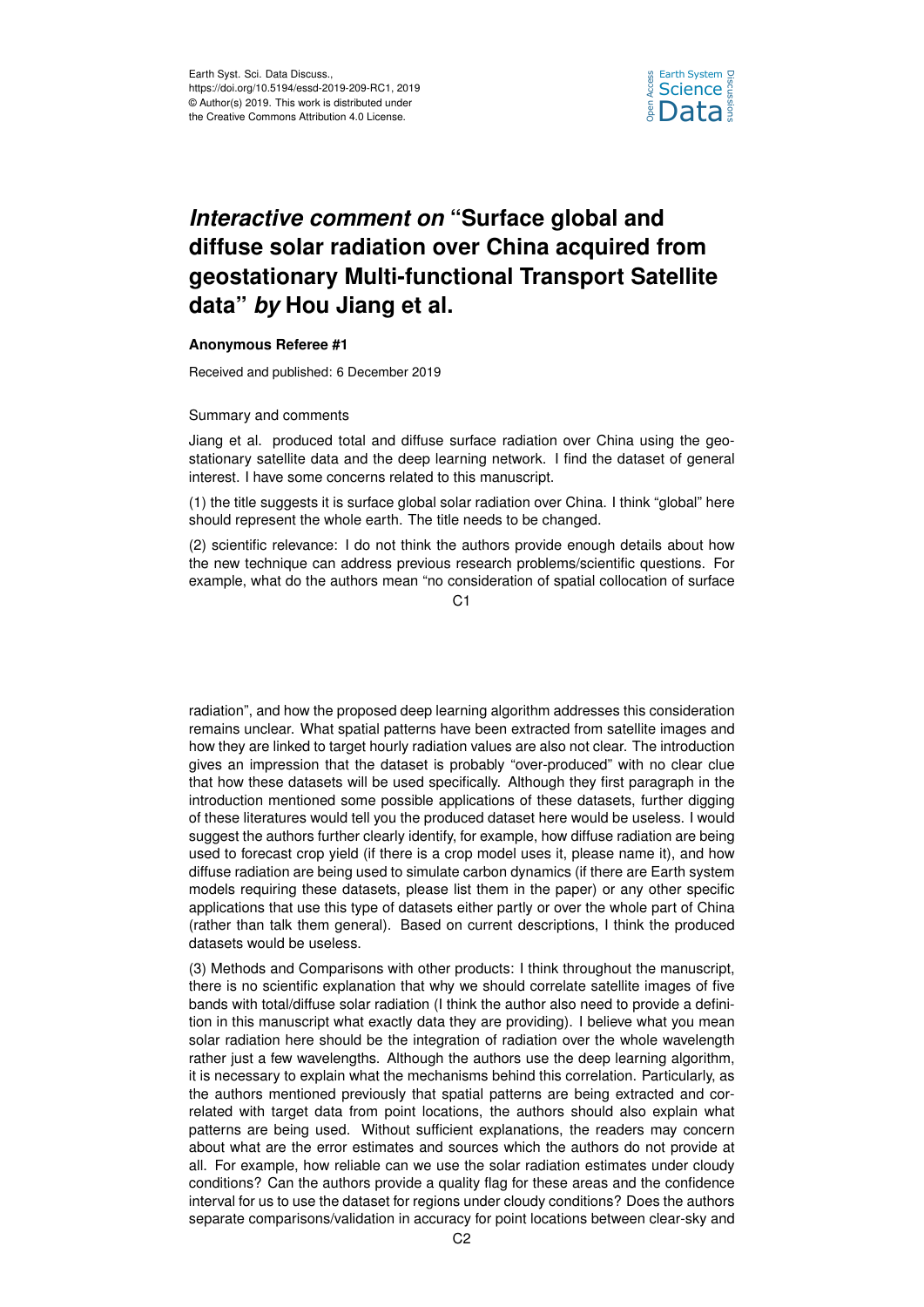# *Interactive comment on* "Surface global and diffuse solar radiation over China acquired from geostationary Multi-functional Transport Satellite data" *by* Hou Jiang et al.

**Anonymous Referee #1**

Received and published: 6 December 2019

Summary and comments

Jiang et al. produced total and diffuse surface radiation over China using the geostationary satellite data and the deep learning network. I find the dataset of general interest. I have some concerns related to this manuscript.

(1) the title suggests it is surface global solar radiation over China. I think "global" here should represent the whole earth. The title needs to be changed.

(2) scientific relevance: I do not think the authors provide enough details about how the new technique can address previous research problems/scientific questions. For example, what do the authors mean "no consideration of spatial collocation of surface radiation", and how the proposed deep learning algorithm addresses this consideration remains unclear. What spatial patterns have been extracted from satellite images and how they are linked to target hourly radiation values are also not clear. The introduction gives an impression that the dataset is probably "over-produced" with no clear clue that how these datasets will be used specifically. Although they first paragraph in the introduction mentioned some possible applications of these datasets, further digging of these literatures would tell you the produced dataset here would be useless. I would suggest the authors further clearly identify, for example, how diffuse radiation are being used to forecast crop yield (if there is a crop model uses it, please name it), and how diffuse radiation are being used to simulate carbon dynamics (if there are Earth system models requiring these datasets, please list them in the paper) or any other specific applications that use this type of datasets either partly or over the whole part of China (rather than talk them general). Based on current descriptions, I think the produced datasets would be useless.

(3) Methods and Comparisons with other products: I think throughout the manuscript, there is no scientific explanation that why we should correlate satellite images of five bands with total/diffuse solar radiation (I think the author also need to provide a definition in this manuscript what exactly data they are providing). I believe what you mean solar radiation here should be the integration of radiation over the whole wavelength rather just a few wavelengths. Although the authors use the deep learning algorithm, it is necessary to explain what the mechanisms behind this correlation. Particularly, as the authors mentioned previously that spatial patterns are being extracted and correlated with target data from point locations, the authors should also explain what patterns are being used. Without sufficient explanations, the readers may concern about what are the error estimates and sources which the authors do not provide at all. For example, how reliable can we use the solar radiation estimates under cloudy conditions? Can the authors provide a quality flag for these areas and the confidence interval for us to use the dataset for regions under cloudy conditions? Does the authors separate comparisons/validation in accuracy for point locations between clear-sky and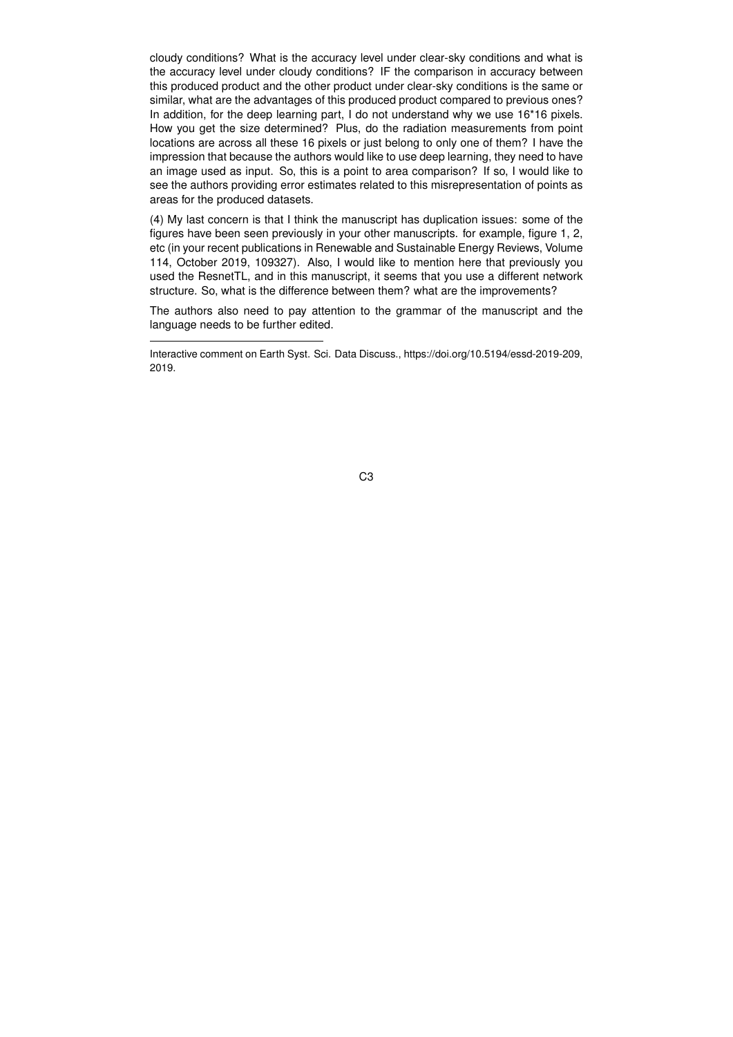cloudy conditions? What is the accuracy level under clear-sky conditions and what is the accuracy level under cloudy conditions? IF the comparison in accuracy between this produced product and the other product under clear-sky conditions is the same or similar, what are the advantages of this produced product compared to previous ones? In addition, for the deep learning part, I do not understand why we use 16*16 pixels. How you get the size determined? Plus, do the radiation measurements from point locations are across all these 16 pixels or just belong to only one of them? I have the impression that because the authors would like to use deep learning, they need to have an image used as input. So, this is a point to area comparison? If so, I would like to see the authors providing error estimates related to this misrepresentation of points as areas for the produced datasets.

(4) My last concern is that I think the manuscript has duplication issues: some of the figures have been seen previously in your other manuscripts. for example, figure 1, 2, etc (in your recent publications in Renewable and Sustainable Energy Reviews, Volume 114, October 2019, 109327). Also, I would like to mention here that previously you used the ResnetTL, and in this manuscript, it seems that you use a different network structure. So, what is the difference between them? what are the improvements?

The authors also need to pay attention to the grammar of the manuscript and the language needs to be further edited.

---

Interactive comment on Earth Syst. Sci. Data Discuss., https://doi.org/10.5194/essd-2019-209, 2019.